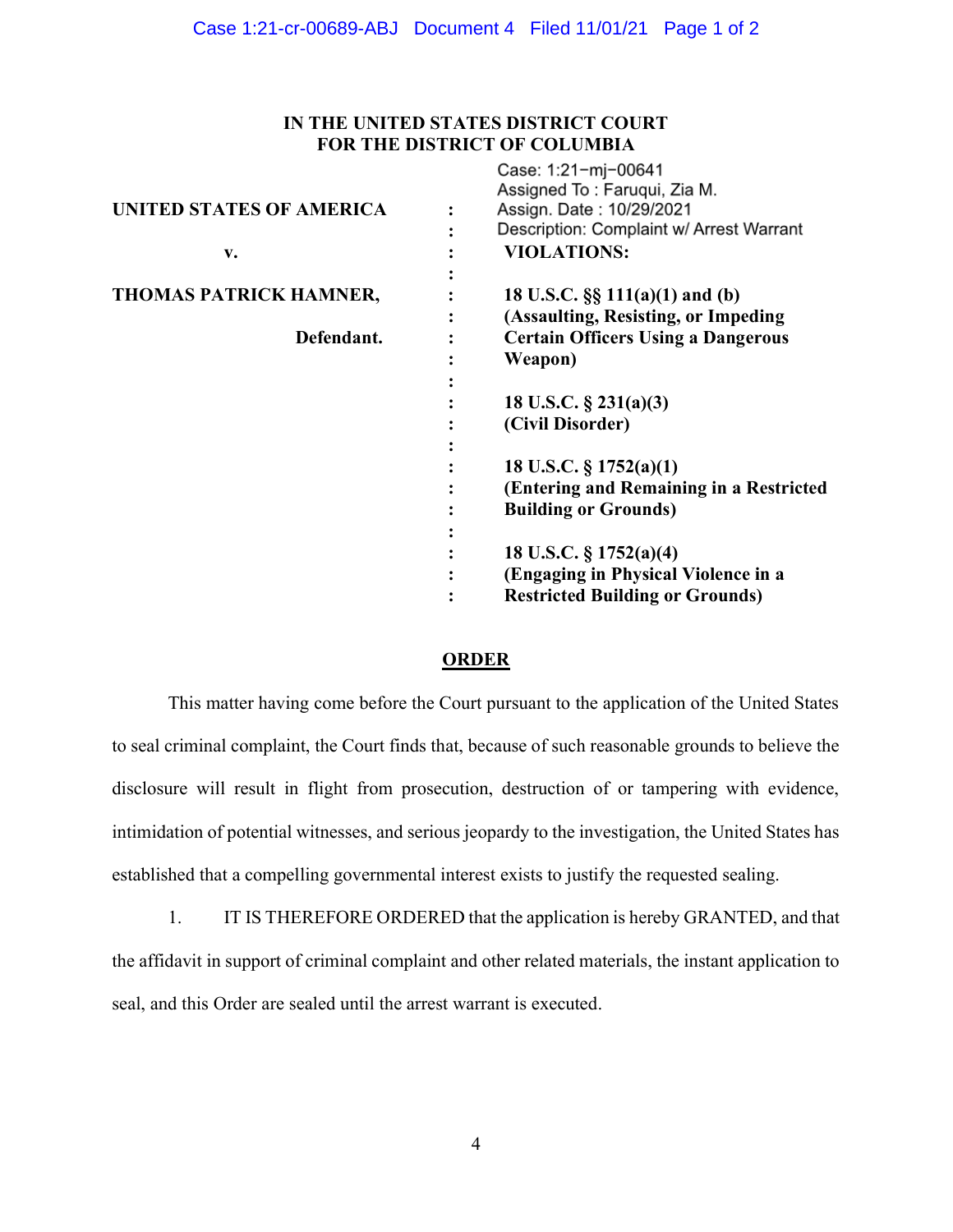# IN THE UNITED STATES DISTRICT COURT FOR THE DISTRICT OF COLUMBIA

Case: 1:21−mj−00641
Assigned To : Faruqui, Zia M.
Assign. Date : 10/29/2021
Description: Complaint w/ Arrest Warrant

**UNITED STATES OF AMERICA**

**v.**

**THOMAS PATRICK HAMNER,**

**Defendant.**

**VIOLATIONS:**

**18 U.S.C. §§ 111(a)(1) and (b) (Assaulting, Resisting, or Impeding Certain Officers Using a Dangerous Weapon)**

**18 U.S.C. § 231(a)(3) (Civil Disorder)**

**18 U.S.C. § 1752(a)(1) (Entering and Remaining in a Restricted Building or Grounds)**

**18 U.S.C. § 1752(a)(4) (Engaging in Physical Violence in a Restricted Building or Grounds)**

## ORDER

This matter having come before the Court pursuant to the application of the United States to seal criminal complaint, the Court finds that, because of such reasonable grounds to believe the disclosure will result in flight from prosecution, destruction of or tampering with evidence, intimidation of potential witnesses, and serious jeopardy to the investigation, the United States has established that a compelling governmental interest exists to justify the requested sealing.

1. IT IS THEREFORE ORDERED that the application is hereby GRANTED, and that the affidavit in support of criminal complaint and other related materials, the instant application to seal, and this Order are sealed until the arrest warrant is executed.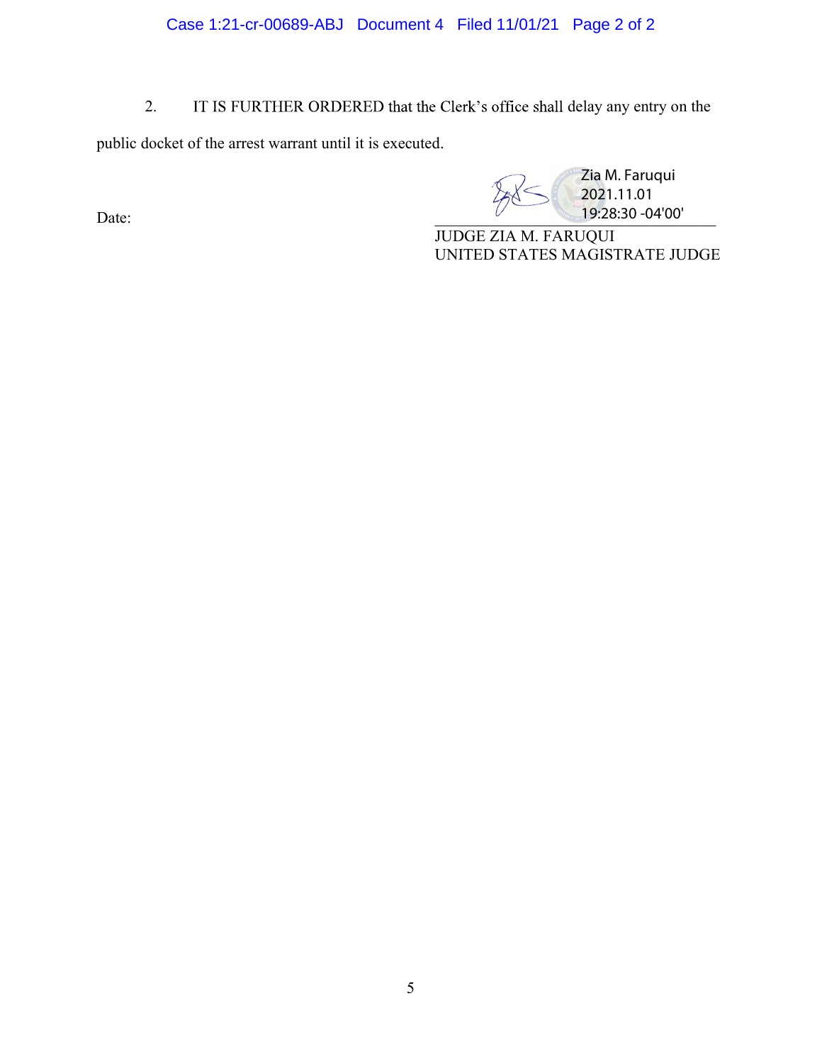2. IT IS FURTHER ORDERED that the Clerk's office shall delay any entry on the public docket of the arrest warrant until it is executed.

Date:

Zia M. Faruqui
2021.11.01
19:28:30 -04'00'

JUDGE ZIA M. FARUQUI
UNITED STATES MAGISTRATE JUDGE